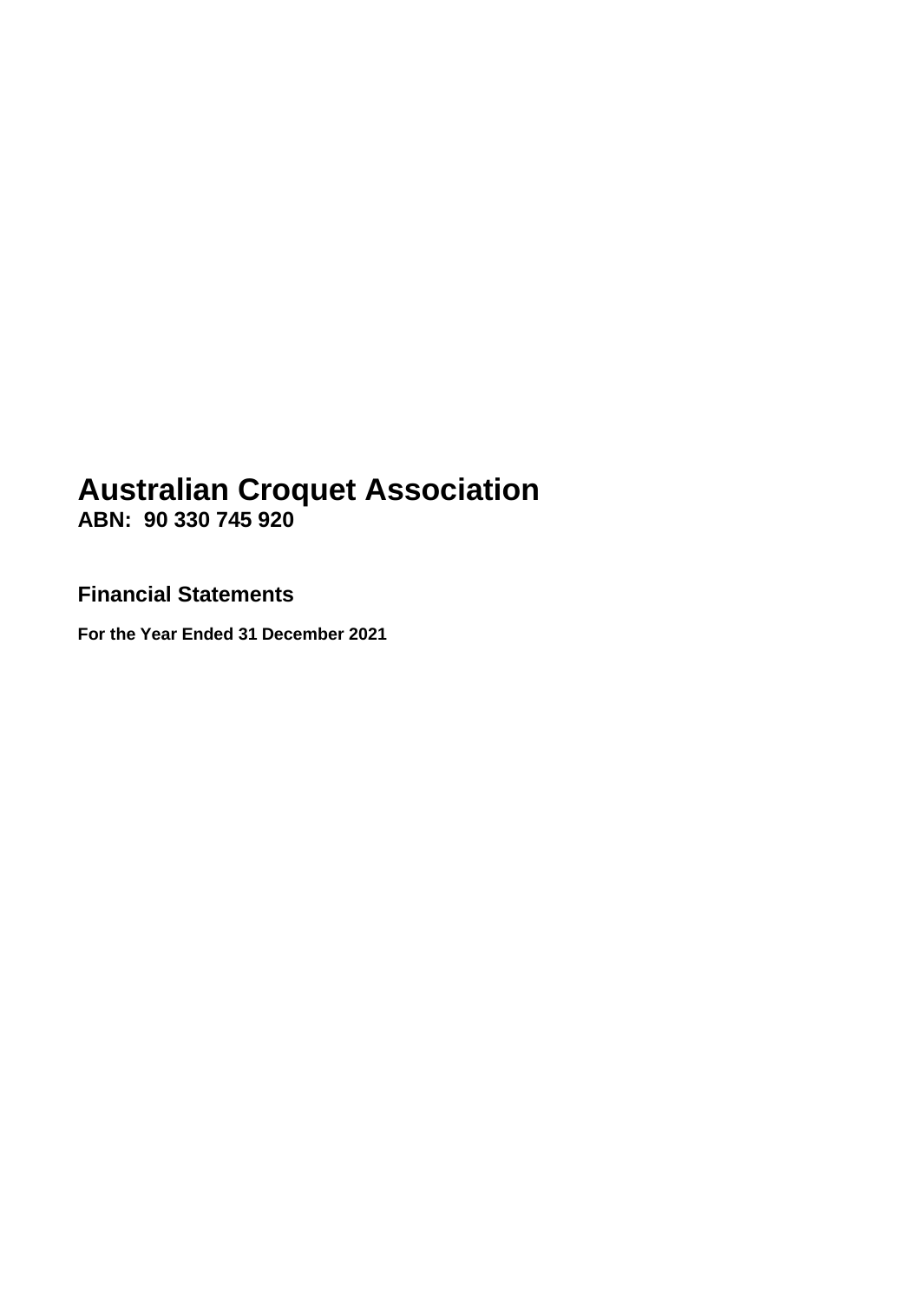# Australian Croquet Association

**ABN: 90 330 745 920**

## Financial Statements

**For the Year Ended 31 December 2021**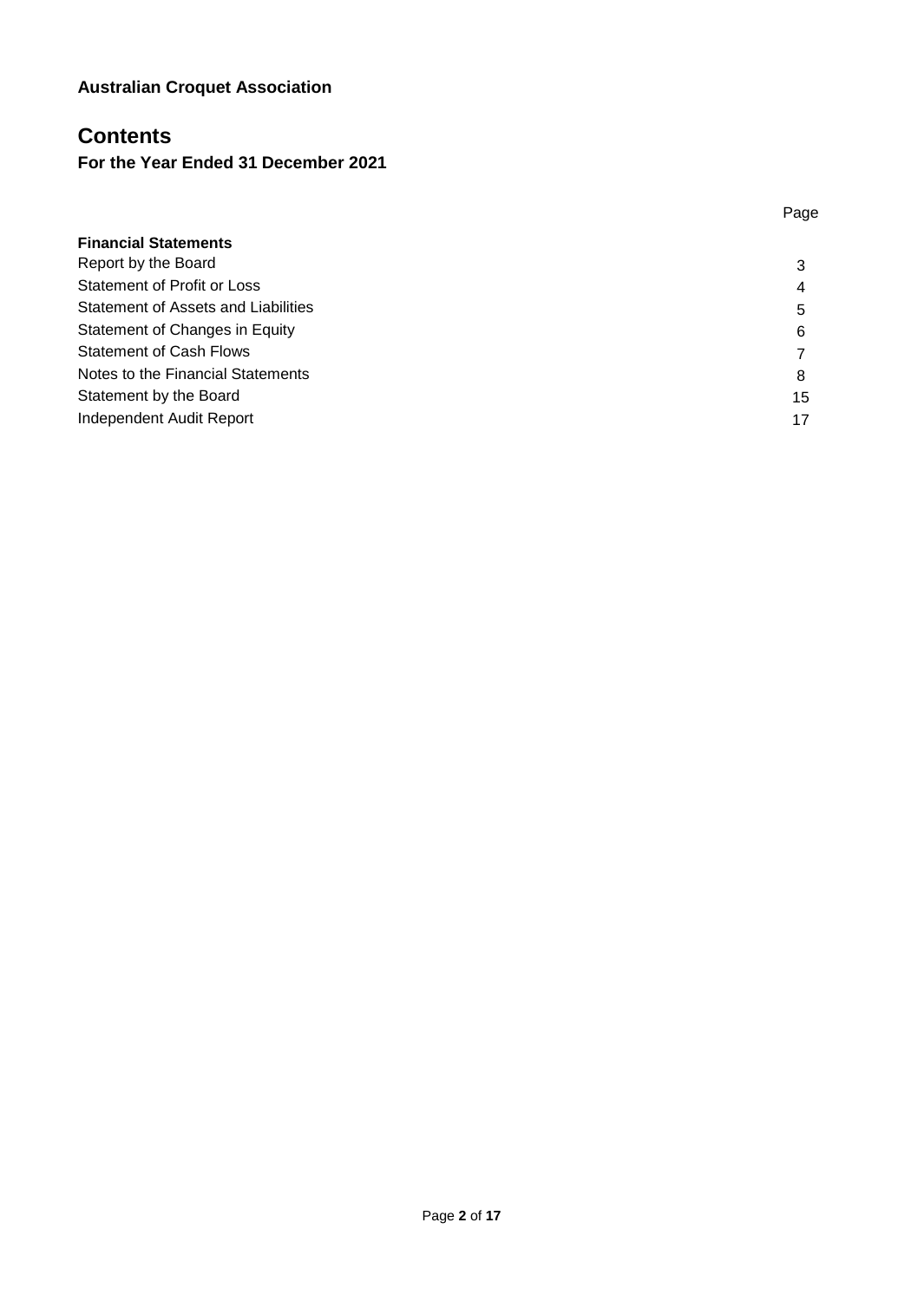**Australian Croquet Association**

# Contents

**For the Year Ended 31 December 2021**

| | Page |
|---|---|
| **Financial Statements** | |
| Report by the Board | 3 |
| Statement of Profit or Loss | 4 |
| Statement of Assets and Liabilities | 5 |
| Statement of Changes in Equity | 6 |
| Statement of Cash Flows | 7 |
| Notes to the Financial Statements | 8 |
| Statement by the Board | 15 |
| Independent Audit Report | 17 |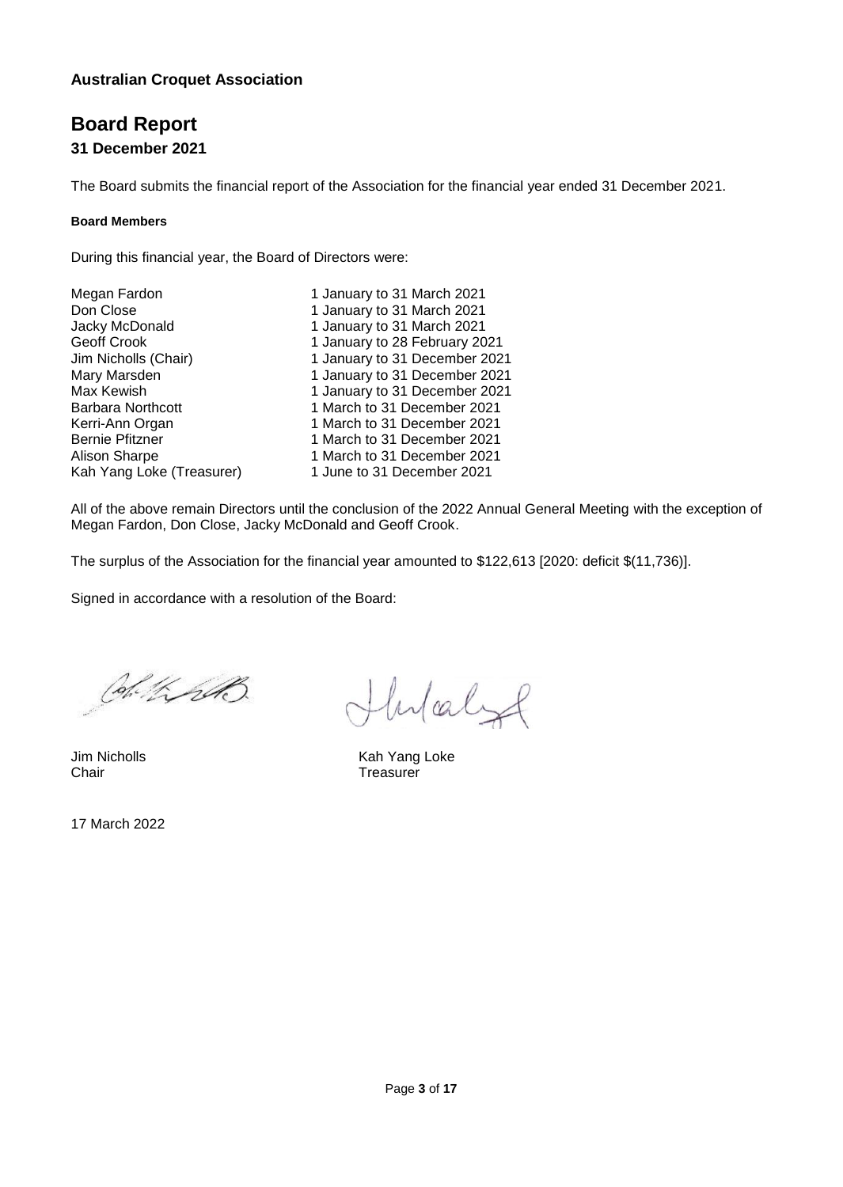**Australian Croquet Association**

# Board Report

### 31 December 2021

The Board submits the financial report of the Association for the financial year ended 31 December 2021.

**Board Members**

During this financial year, the Board of Directors were:

| | |
|---|---|
| Megan Fardon | 1 January to 31 March 2021 |
| Don Close | 1 January to 31 March 2021 |
| Jacky McDonald | 1 January to 31 March 2021 |
| Geoff Crook | 1 January to 28 February 2021 |
| Jim Nicholls (Chair) | 1 January to 31 December 2021 |
| Mary Marsden | 1 January to 31 December 2021 |
| Max Kewish | 1 January to 31 December 2021 |
| Barbara Northcott | 1 March to 31 December 2021 |
| Kerri-Ann Organ | 1 March to 31 December 2021 |
| Bernie Pfitzner | 1 March to 31 December 2021 |
| Alison Sharpe | 1 March to 31 December 2021 |
| Kah Yang Loke (Treasurer) | 1 June to 31 December 2021 |

All of the above remain Directors until the conclusion of the 2022 Annual General Meeting with the exception of Megan Fardon, Don Close, Jacky McDonald and Geoff Crook.

The surplus of the Association for the financial year amounted to $122,613 [2020: deficit $(11,736)].

Signed in accordance with a resolution of the Board:

| | |
|---|---|
| Jim Nicholls | Kah Yang Loke |
| Chair | Treasurer |

17 March 2022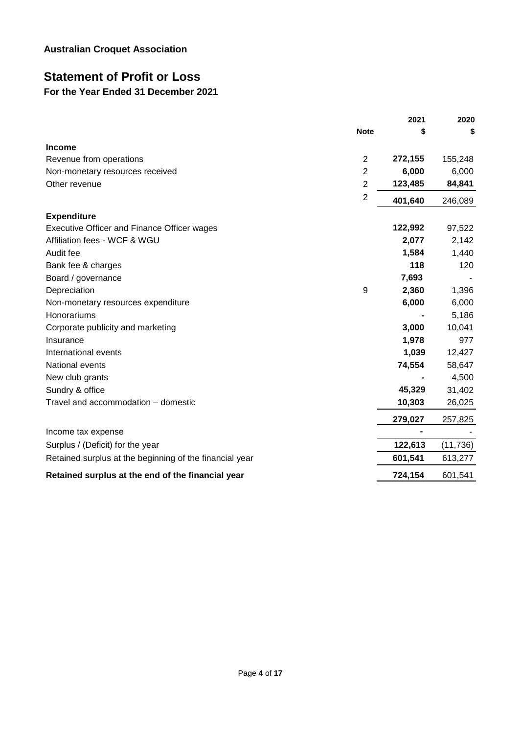**Australian Croquet Association**

# Statement of Profit or Loss

### For the Year Ended 31 December 2021

| | Note | 2021 $ | 2020 $ |
|---|---|---|---|
| **Income** | | | |
| Revenue from operations | 2 | **272,155** | 155,248 |
| Non-monetary resources received | 2 | **6,000** | 6,000 |
| Other revenue | 2 | **123,485** | **84,841** |
| | 2 | **401,640** | 246,089 |
| **Expenditure** | | | |
| Executive Officer and Finance Officer wages | | **122,992** | 97,522 |
| Affiliation fees - WCF & WGU | | **2,077** | 2,142 |
| Audit fee | | **1,584** | 1,440 |
| Bank fee & charges | | **118** | 120 |
| Board / governance | | **7,693** | - |
| Depreciation | 9 | **2,360** | 1,396 |
| Non-monetary resources expenditure | | **6,000** | 6,000 |
| Honorariums | | **-** | 5,186 |
| Corporate publicity and marketing | | **3,000** | 10,041 |
| Insurance | | **1,978** | 977 |
| International events | | **1,039** | 12,427 |
| National events | | **74,554** | 58,647 |
| New club grants | | **-** | 4,500 |
| Sundry & office | | **45,329** | 31,402 |
| Travel and accommodation – domestic | | **10,303** | 26,025 |
| | | **279,027** | 257,825 |
| Income tax expense | | **-** | - |
| Surplus / (Deficit) for the year | | **122,613** | (11,736) |
| Retained surplus at the beginning of the financial year | | **601,541** | 613,277 |
| **Retained surplus at the end of the financial year** | | **724,154** | 601,541 |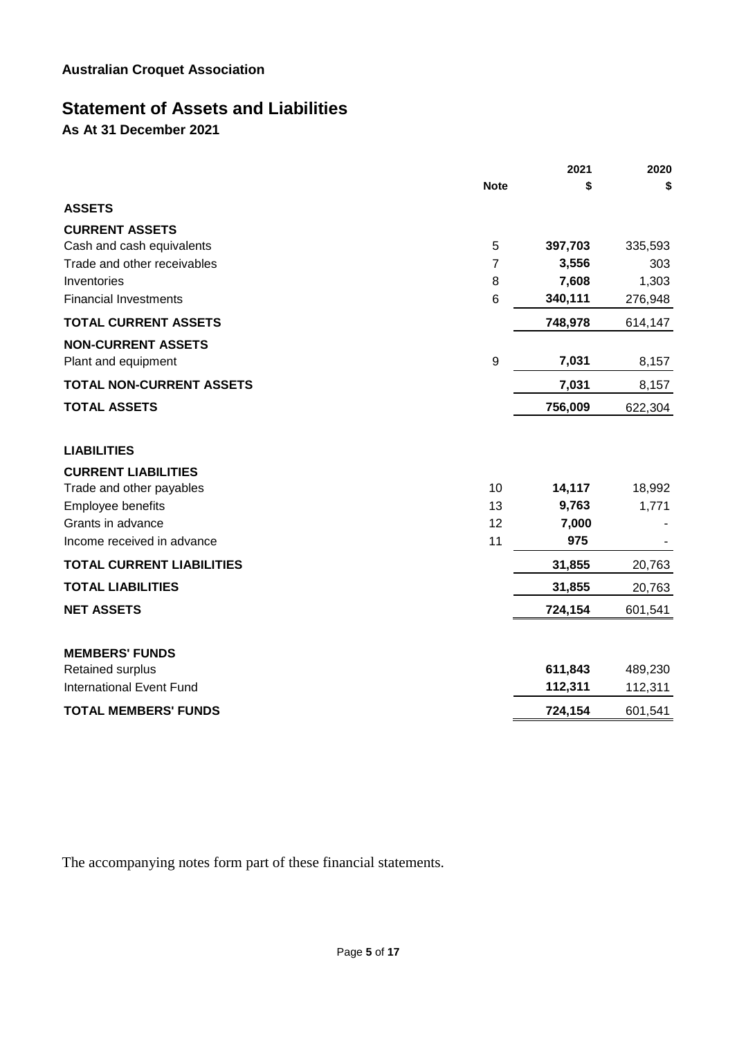**Australian Croquet Association**

# Statement of Assets and Liabilities

**As At 31 December 2021**

| | Note | 2021 $ | 2020 $ |
|---|---|---|---|
| **ASSETS** | | | |
| **CURRENT ASSETS** | | | |
| Cash and cash equivalents | 5 | **397,703** | 335,593 |
| Trade and other receivables | 7 | **3,556** | 303 |
| Inventories | 8 | **7,608** | 1,303 |
| Financial Investments | 6 | **340,111** | 276,948 |
| **TOTAL CURRENT ASSETS** | | **748,978** | 614,147 |
| **NON-CURRENT ASSETS** | | | |
| Plant and equipment | 9 | **7,031** | 8,157 |
| **TOTAL NON-CURRENT ASSETS** | | **7,031** | 8,157 |
| **TOTAL ASSETS** | | **756,009** | 622,304 |
| **LIABILITIES** | | | |
| **CURRENT LIABILITIES** | | | |
| Trade and other payables | 10 | **14,117** | 18,992 |
| Employee benefits | 13 | **9,763** | 1,771 |
| Grants in advance | 12 | **7,000** | - |
| Income received in advance | 11 | **975** | - |
| **TOTAL CURRENT LIABILITIES** | | **31,855** | 20,763 |
| **TOTAL LIABILITIES** | | **31,855** | 20,763 |
| **NET ASSETS** | | **724,154** | 601,541 |
| **MEMBERS' FUNDS** | | | |
| Retained surplus | | **611,843** | 489,230 |
| International Event Fund | | **112,311** | 112,311 |
| **TOTAL MEMBERS' FUNDS** | | **724,154** | 601,541 |

The accompanying notes form part of these financial statements.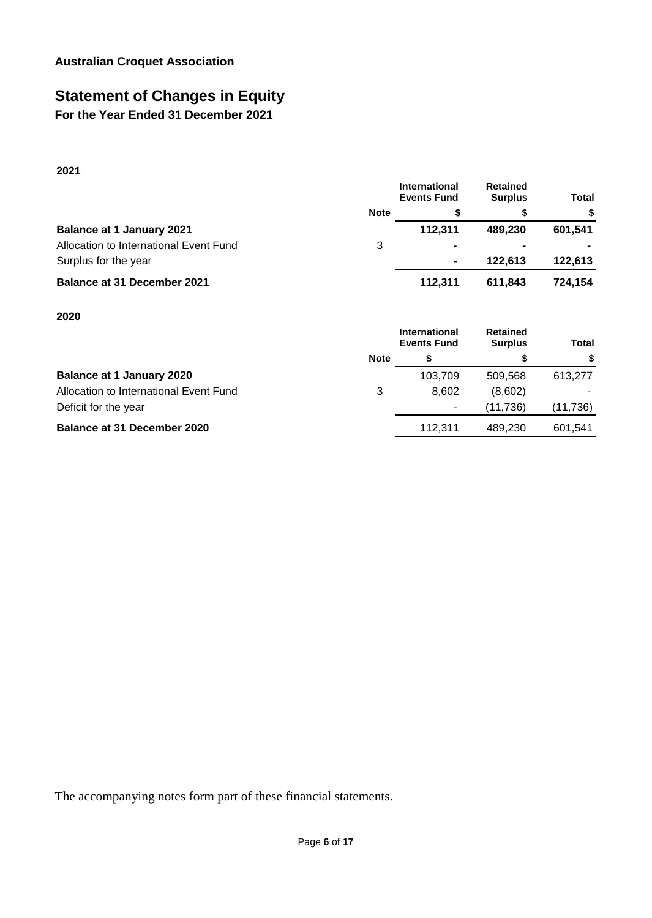**Australian Croquet Association**

# Statement of Changes in Equity

**For the Year Ended 31 December 2021**

**2021**

| | Note | International Events Fund $ | Retained Surplus $ | Total $ |
|---|---|---|---|---|
| **Balance at 1 January 2021** | | **112,311** | **489,230** | **601,541** |
| Allocation to International Event Fund | 3 | **-** | **-** | **-** |
| Surplus for the year | | **-** | **122,613** | **122,613** |
| **Balance at 31 December 2021** | | **112,311** | **611,843** | **724,154** |

**2020**

| | Note | International Events Fund $ | Retained Surplus $ | Total $ |
|---|---|---|---|---|
| **Balance at 1 January 2020** | | 103,709 | 509,568 | 613,277 |
| Allocation to International Event Fund | 3 | 8,602 | (8,602) | - |
| Deficit for the year | | - | (11,736) | (11,736) |
| **Balance at 31 December 2020** | | 112,311 | 489,230 | 601,541 |

The accompanying notes form part of these financial statements.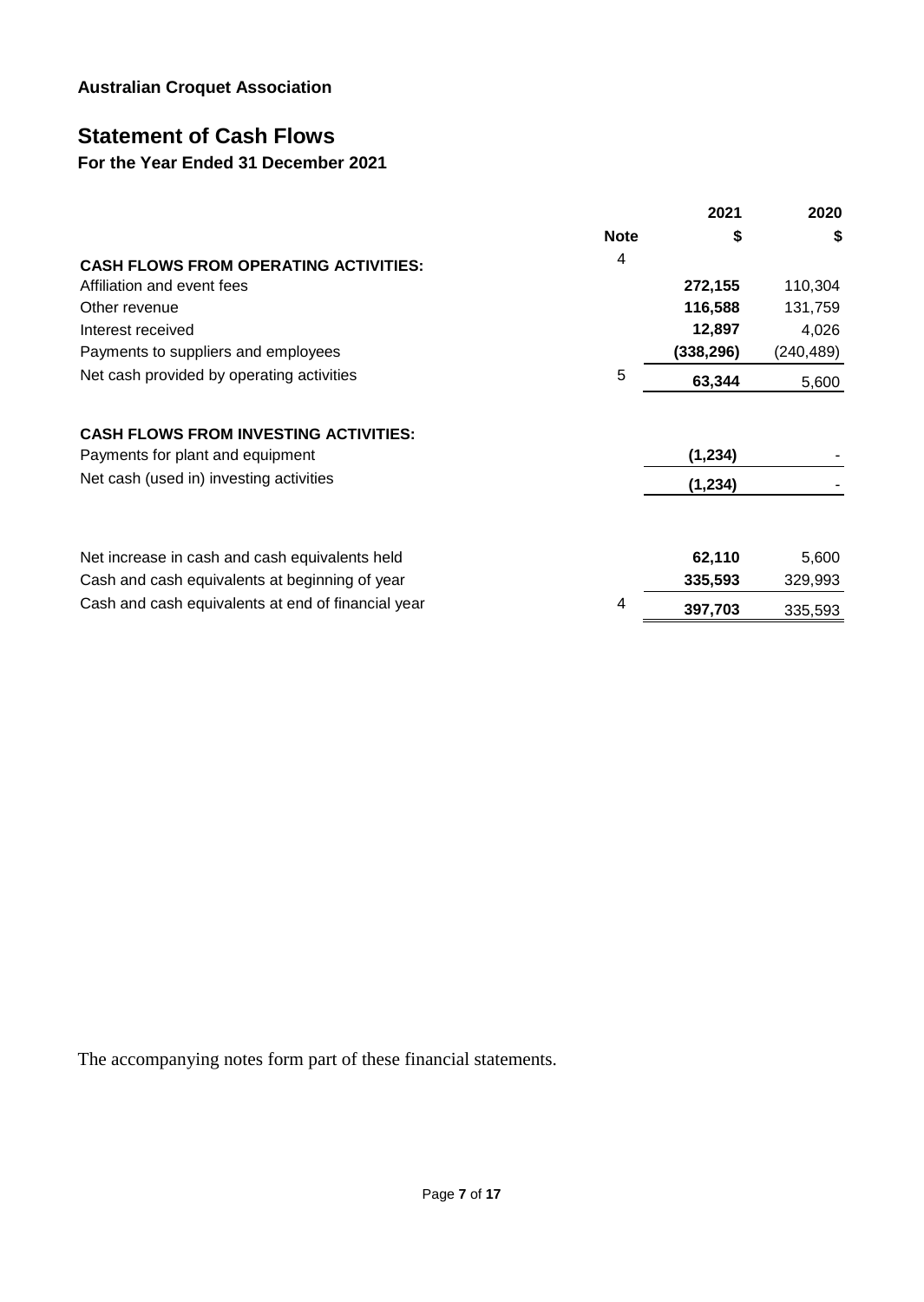**Australian Croquet Association**

# Statement of Cash Flows

## For the Year Ended 31 December 2021

| | Note | 2021<br>$ | 2020<br>$ |
|---|---|---|---|
| **CASH FLOWS FROM OPERATING ACTIVITIES:** | 4 | | |
| Affiliation and event fees | | **272,155** | 110,304 |
| Other revenue | | **116,588** | 131,759 |
| Interest received | | **12,897** | 4,026 |
| Payments to suppliers and employees | | **(338,296)** | (240,489) |
| Net cash provided by operating activities | 5 | **63,344** | 5,600 |
| | | | |
| **CASH FLOWS FROM INVESTING ACTIVITIES:** | | | |
| Payments for plant and equipment | | **(1,234)** | - |
| Net cash (used in) investing activities | | **(1,234)** | - |
| | | | |
| Net increase in cash and cash equivalents held | | **62,110** | 5,600 |
| Cash and cash equivalents at beginning of year | | **335,593** | 329,993 |
| Cash and cash equivalents at end of financial year | 4 | **397,703** | 335,593 |

The accompanying notes form part of these financial statements.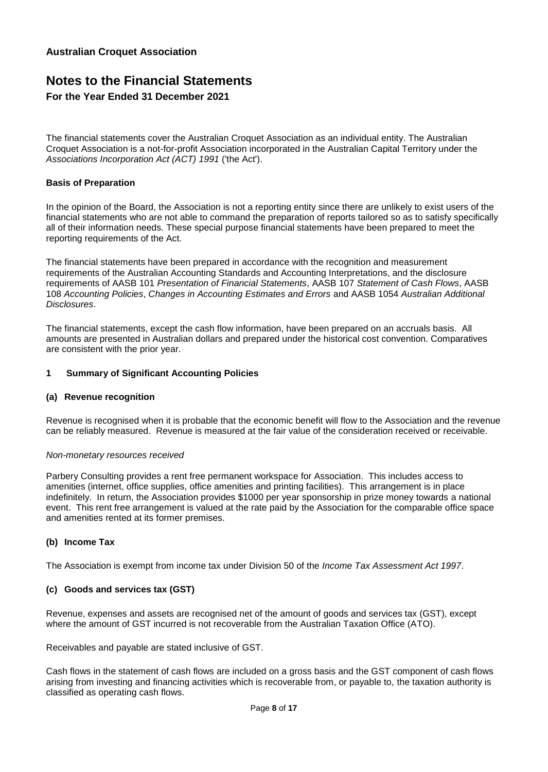**Australian Croquet Association**

# Notes to the Financial Statements

**For the Year Ended 31 December 2021**

The financial statements cover the Australian Croquet Association as an individual entity. The Australian Croquet Association is a not-for-profit Association incorporated in the Australian Capital Territory under the *Associations Incorporation Act (ACT) 1991* ('the Act').

**Basis of Preparation**

In the opinion of the Board, the Association is not a reporting entity since there are unlikely to exist users of the financial statements who are not able to command the preparation of reports tailored so as to satisfy specifically all of their information needs. These special purpose financial statements have been prepared to meet the reporting requirements of the Act.

The financial statements have been prepared in accordance with the recognition and measurement requirements of the Australian Accounting Standards and Accounting Interpretations, and the disclosure requirements of AASB 101 *Presentation of Financial Statements*, AASB 107 *Statement of Cash Flows*, AASB 108 *Accounting Policies*, *Changes in Accounting Estimates and Errors* and AASB 1054 *Australian Additional Disclosures*.

The financial statements, except the cash flow information, have been prepared on an accruals basis. All amounts are presented in Australian dollars and prepared under the historical cost convention. Comparatives are consistent with the prior year.

## 1 Summary of Significant Accounting Policies

### (a) Revenue recognition

Revenue is recognised when it is probable that the economic benefit will flow to the Association and the revenue can be reliably measured. Revenue is measured at the fair value of the consideration received or receivable.

*Non-monetary resources received*

Parbery Consulting provides a rent free permanent workspace for Association. This includes access to amenities (internet, office supplies, office amenities and printing facilities). This arrangement is in place indefinitely. In return, the Association provides $1000 per year sponsorship in prize money towards a national event. This rent free arrangement is valued at the rate paid by the Association for the comparable office space and amenities rented at its former premises.

### (b) Income Tax

The Association is exempt from income tax under Division 50 of the *Income Tax Assessment Act 1997*.

### (c) Goods and services tax (GST)

Revenue, expenses and assets are recognised net of the amount of goods and services tax (GST), except where the amount of GST incurred is not recoverable from the Australian Taxation Office (ATO).

Receivables and payable are stated inclusive of GST.

Cash flows in the statement of cash flows are included on a gross basis and the GST component of cash flows arising from investing and financing activities which is recoverable from, or payable to, the taxation authority is classified as operating cash flows.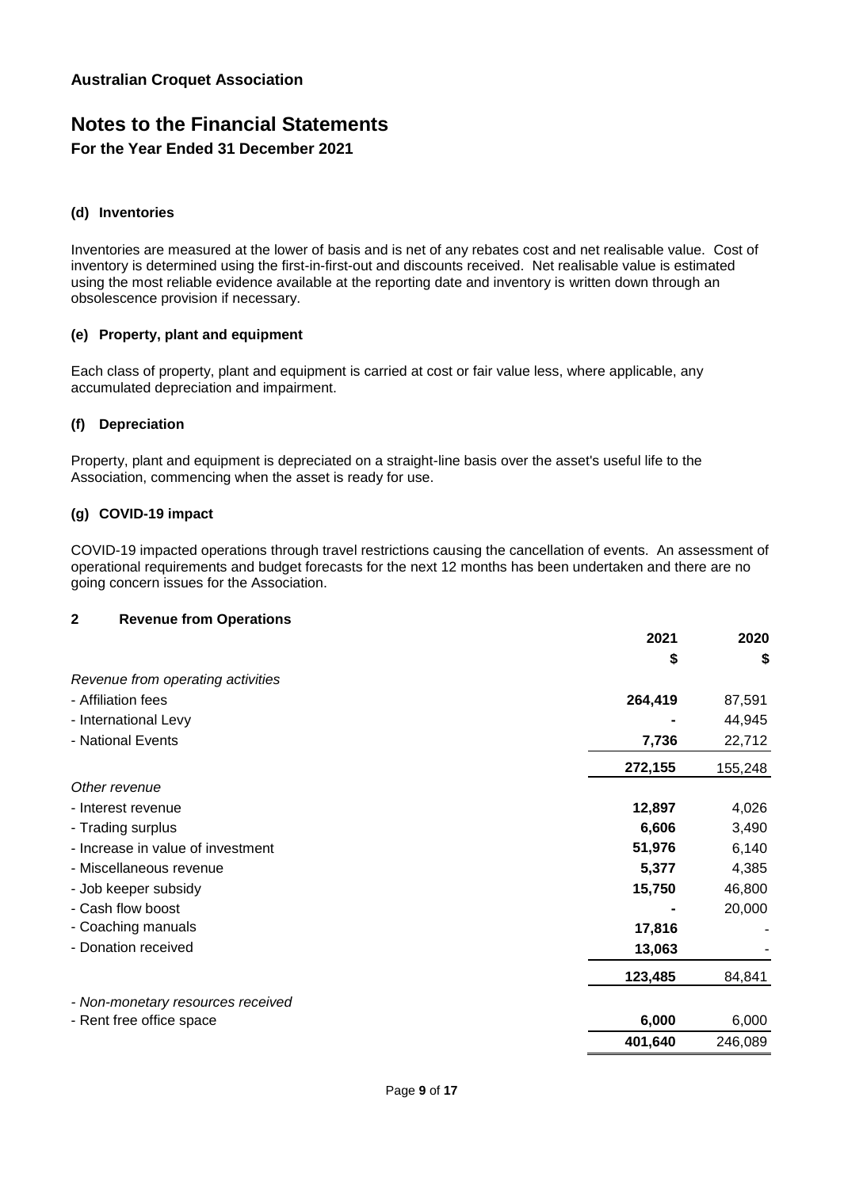**Australian Croquet Association**

# Notes to the Financial Statements

**For the Year Ended 31 December 2021**

#### (d) Inventories

Inventories are measured at the lower of basis and is net of any rebates cost and net realisable value. Cost of inventory is determined using the first-in-first-out and discounts received. Net realisable value is estimated using the most reliable evidence available at the reporting date and inventory is written down through an obsolescence provision if necessary.

#### (e) Property, plant and equipment

Each class of property, plant and equipment is carried at cost or fair value less, where applicable, any accumulated depreciation and impairment.

#### (f) Depreciation

Property, plant and equipment is depreciated on a straight-line basis over the asset's useful life to the Association, commencing when the asset is ready for use.

#### (g) COVID-19 impact

COVID-19 impacted operations through travel restrictions causing the cancellation of events. An assessment of operational requirements and budget forecasts for the next 12 months has been undertaken and there are no going concern issues for the Association.

## 2 Revenue from Operations

| | 2021 | 2020 |
|---|---|---|
| | $ | $ |
| *Revenue from operating activities* | | |
| - Affiliation fees | **264,419** | 87,591 |
| - International Levy | **-** | 44,945 |
| - National Events | **7,736** | 22,712 |
| | **272,155** | 155,248 |
| *Other revenue* | | |
| - Interest revenue | **12,897** | 4,026 |
| - Trading surplus | **6,606** | 3,490 |
| - Increase in value of investment | **51,976** | 6,140 |
| - Miscellaneous revenue | **5,377** | 4,385 |
| - Job keeper subsidy | **15,750** | 46,800 |
| - Cash flow boost | **-** | 20,000 |
| - Coaching manuals | **17,816** | - |
| - Donation received | **13,063** | - |
| | **123,485** | 84,841 |
| *- Non-monetary resources received* | | |
| - Rent free office space | **6,000** | 6,000 |
| | **401,640** | 246,089 |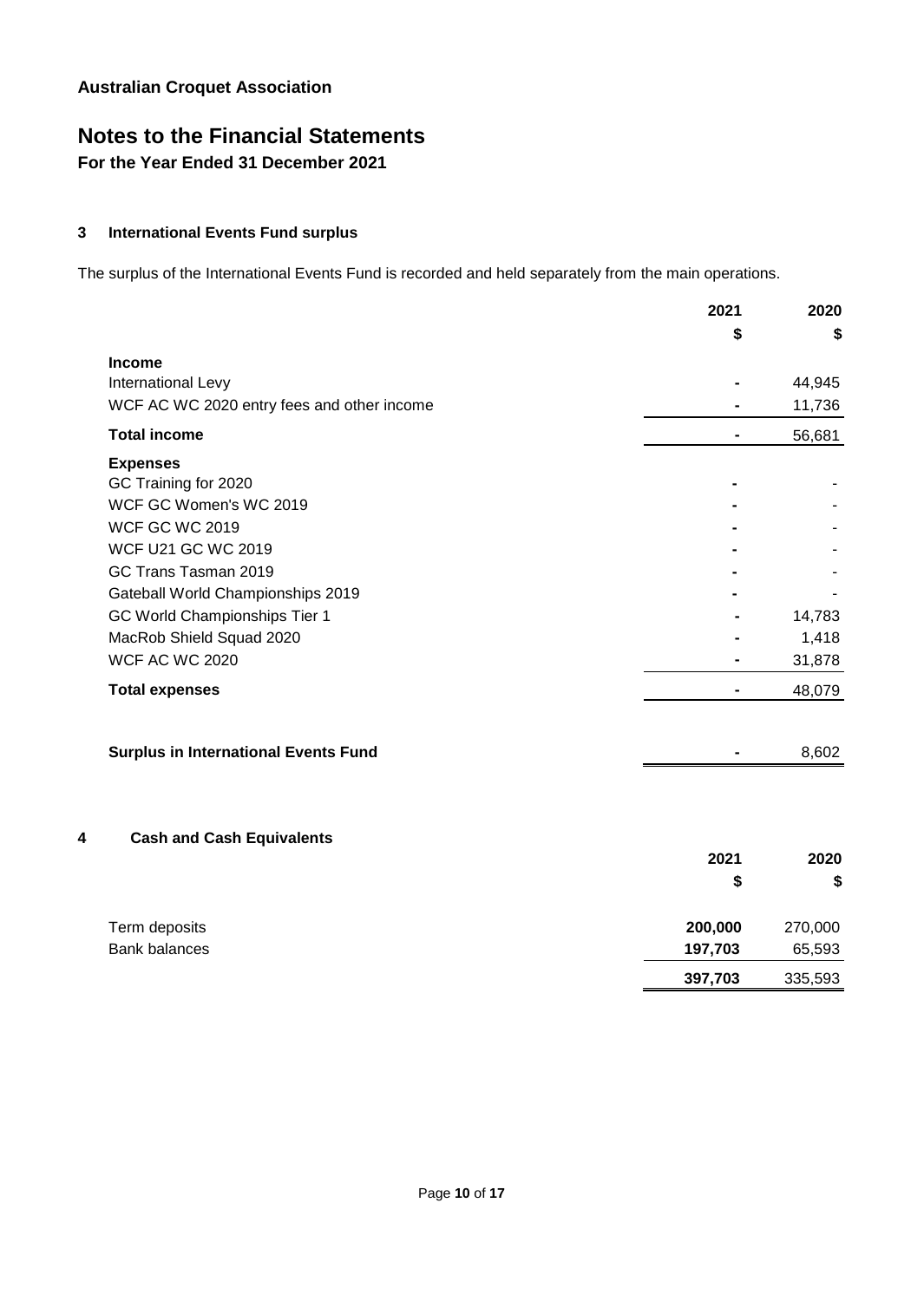**Australian Croquet Association**

# Notes to the Financial Statements

**For the Year Ended 31 December 2021**

## 3 International Events Fund surplus

The surplus of the International Events Fund is recorded and held separately from the main operations.

| | 2021 | 2020 |
|---|---|---|
| | $ | $ |
| **Income** | | |
| International Levy | - | 44,945 |
| WCF AC WC 2020 entry fees and other income | - | 11,736 |
| **Total income** | - | 56,681 |
| **Expenses** | | |
| GC Training for 2020 | - | - |
| WCF GC Women's WC 2019 | - | - |
| WCF GC WC 2019 | - | - |
| WCF U21 GC WC 2019 | - | - |
| GC Trans Tasman 2019 | - | - |
| Gateball World Championships 2019 | - | - |
| GC World Championships Tier 1 | - | 14,783 |
| MacRob Shield Squad 2020 | - | 1,418 |
| WCF AC WC 2020 | - | 31,878 |
| **Total expenses** | - | 48,079 |
| **Surplus in International Events Fund** | - | 8,602 |

## 4 Cash and Cash Equivalents

| | 2021 | 2020 |
|---|---|---|
| | $ | $ |
| Term deposits | **200,000** | 270,000 |
| Bank balances | **197,703** | 65,593 |
| | **397,703** | 335,593 |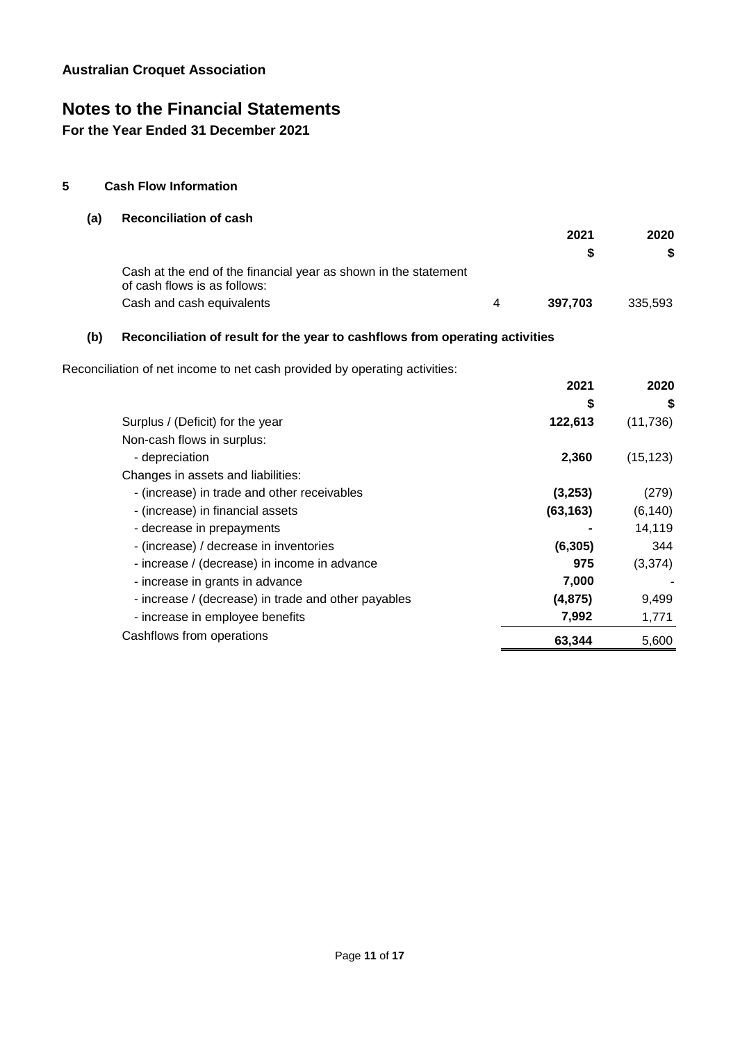**Australian Croquet Association**

# Notes to the Financial Statements

**For the Year Ended 31 December 2021**

## 5 Cash Flow Information

### (a) Reconciliation of cash

| | | 2021 | 2020 |
|---|---|---|---|
| | | $ | $ |
| Cash at the end of the financial year as shown in the statement of cash flows is as follows: | | | |
| Cash and cash equivalents | 4 | **397,703** | 335,593 |

### (b) Reconciliation of result for the year to cashflows from operating activities

Reconciliation of net income to net cash provided by operating activities:

| | 2021 | 2020 |
|---|---|---|
| | $ | $ |
| Surplus / (Deficit) for the year | **122,613** | (11,736) |
| Non-cash flows in surplus: | | |
| - depreciation | **2,360** | (15,123) |
| Changes in assets and liabilities: | | |
| - (increase) in trade and other receivables | **(3,253)** | (279) |
| - (increase) in financial assets | **(63,163)** | (6,140) |
| - decrease in prepayments | **-** | 14,119 |
| - (increase) / decrease in inventories | **(6,305)** | 344 |
| - increase / (decrease) in income in advance | **975** | (3,374) |
| - increase in grants in advance | **7,000** | - |
| - increase / (decrease) in trade and other payables | **(4,875)** | 9,499 |
| - increase in employee benefits | **7,992** | 1,771 |
| Cashflows from operations | **63,344** | 5,600 |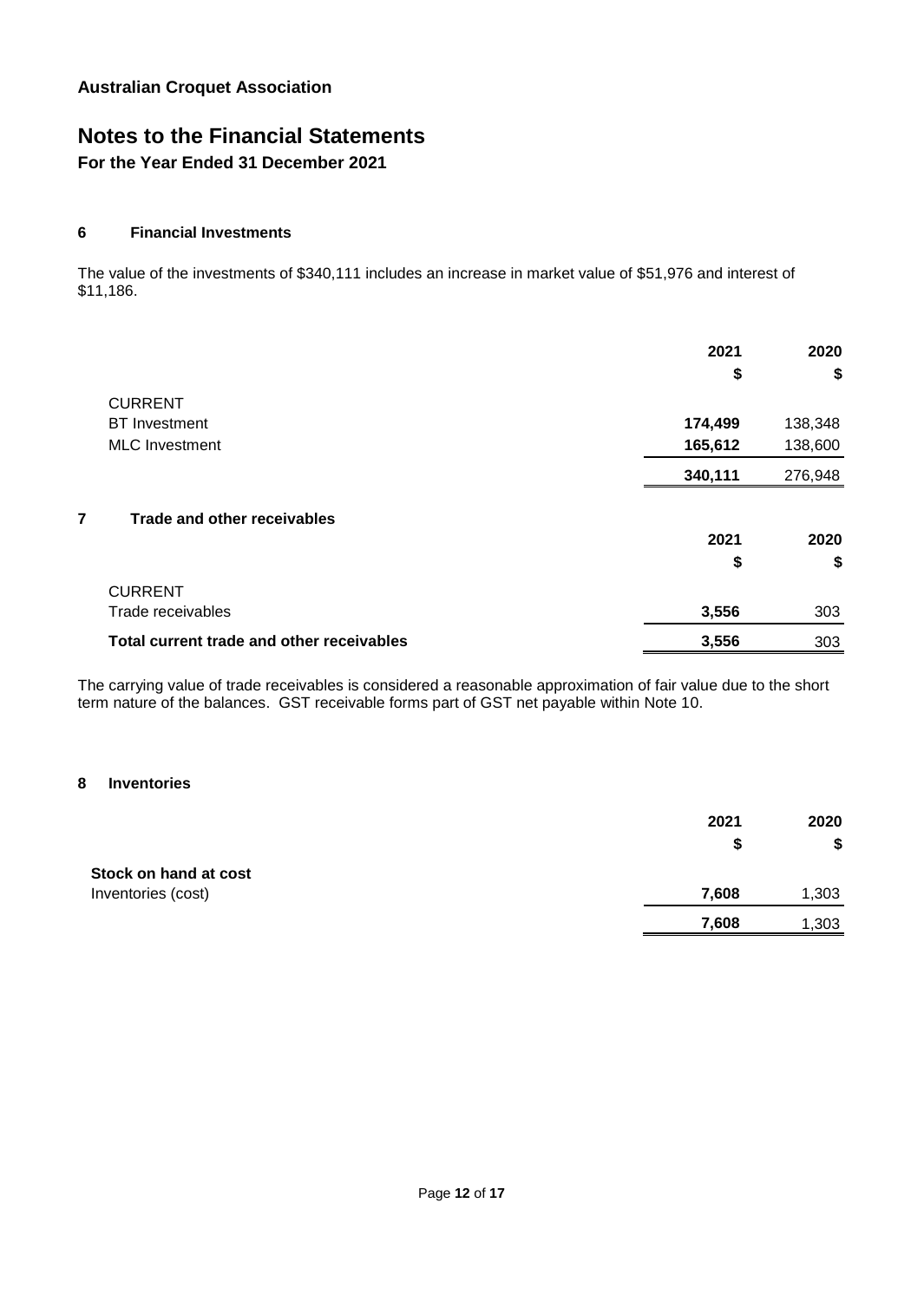**Australian Croquet Association**

# Notes to the Financial Statements

**For the Year Ended 31 December 2021**

## 6 Financial Investments

The value of the investments of $340,111 includes an increase in market value of $51,976 and interest of $11,186.

| | 2021 | 2020 |
|---|---|---|
| | $ | $ |
| CURRENT | | |
| BT Investment | **174,499** | 138,348 |
| MLC Investment | **165,612** | 138,600 |
| | **340,111** | 276,948 |

## 7 Trade and other receivables

| | 2021 | 2020 |
|---|---|---|
| | $ | $ |
| CURRENT | | |
| Trade receivables | **3,556** | 303 |
| **Total current trade and other receivables** | **3,556** | 303 |

The carrying value of trade receivables is considered a reasonable approximation of fair value due to the short term nature of the balances. GST receivable forms part of GST net payable within Note 10.

## 8 Inventories

| | 2021 | 2020 |
|---|---|---|
| | $ | $ |
| **Stock on hand at cost** | | |
| Inventories (cost) | **7,608** | 1,303 |
| | **7,608** | 1,303 |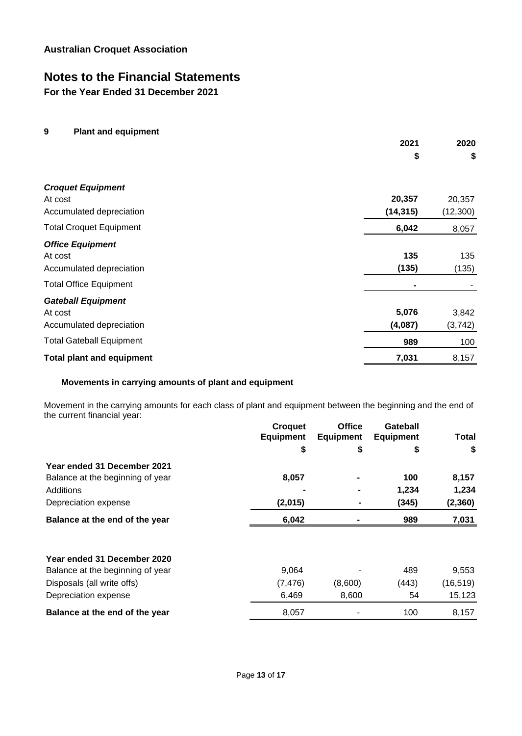**Australian Croquet Association**

# Notes to the Financial Statements

**For the Year Ended 31 December 2021**

## 9 Plant and equipment

| | 2021 | 2020 |
|---|---|---|
| | $ | $ |
| ***Croquet Equipment*** | | |
| At cost | **20,357** | 20,357 |
| Accumulated depreciation | **(14,315)** | (12,300) |
| Total Croquet Equipment | **6,042** | 8,057 |
| ***Office Equipment*** | | |
| At cost | **135** | 135 |
| Accumulated depreciation | **(135)** | (135) |
| Total Office Equipment | **-** | - |
| ***Gateball Equipment*** | | |
| At cost | **5,076** | 3,842 |
| Accumulated depreciation | **(4,087)** | (3,742) |
| Total Gateball Equipment | **989** | 100 |
| **Total plant and equipment** | **7,031** | 8,157 |

### Movements in carrying amounts of plant and equipment

Movement in the carrying amounts for each class of plant and equipment between the beginning and the end of the current financial year:

| | Croquet Equipment | Office Equipment | Gateball Equipment | Total |
|---|---|---|---|---|
| | $ | $ | $ | $ |
| **Year ended 31 December 2021** | | | | |
| Balance at the beginning of year | **8,057** | **-** | **100** | **8,157** |
| Additions | **-** | **-** | **1,234** | **1,234** |
| Depreciation expense | **(2,015)** | **-** | **(345)** | **(2,360)** |
| **Balance at the end of the year** | **6,042** | **-** | **989** | **7,031** |
| | | | | |
| **Year ended 31 December 2020** | | | | |
| Balance at the beginning of year | 9,064 | - | 489 | 9,553 |
| Disposals (all write offs) | (7,476) | (8,600) | (443) | (16,519) |
| Depreciation expense | 6,469 | 8,600 | 54 | 15,123 |
| **Balance at the end of the year** | 8,057 | - | 100 | 8,157 |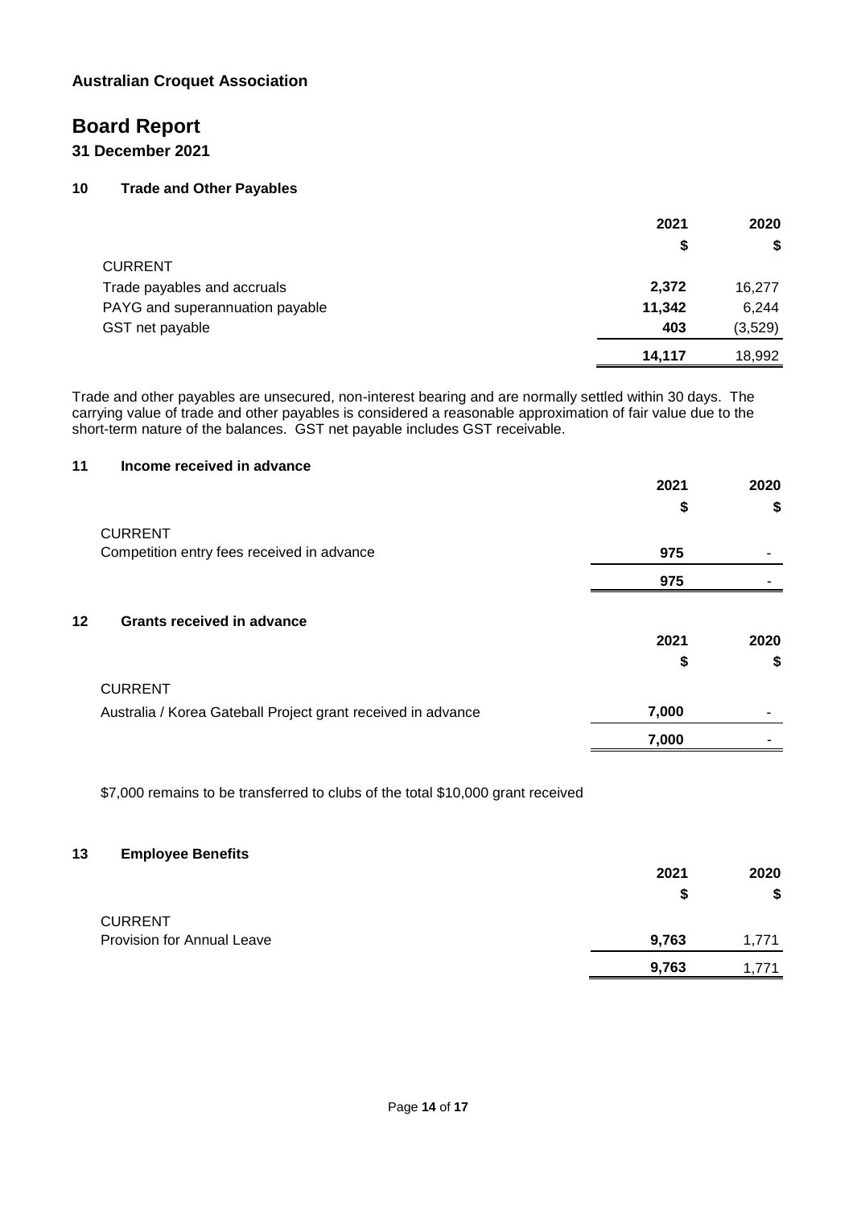Australian Croquet Association

# Board Report

**31 December 2021**

## 10 Trade and Other Payables

| | 2021 | 2020 |
|---|---|---|
| | $ | $ |
| CURRENT | | |
| Trade payables and accruals | **2,372** | 16,277 |
| PAYG and superannuation payable | **11,342** | 6,244 |
| GST net payable | **403** | (3,529) |
| | **14,117** | 18,992 |

Trade and other payables are unsecured, non-interest bearing and are normally settled within 30 days. The carrying value of trade and other payables is considered a reasonable approximation of fair value due to the short-term nature of the balances. GST net payable includes GST receivable.

## 11 Income received in advance

| | 2021 | 2020 |
|---|---|---|
| | $ | $ |
| CURRENT | | |
| Competition entry fees received in advance | **975** | - |
| | **975** | - |

## 12 Grants received in advance

| | 2021 | 2020 |
|---|---|---|
| | $ | $ |
| CURRENT | | |
| Australia / Korea Gateball Project grant received in advance | **7,000** | - |
| | **7,000** | - |

$7,000 remains to be transferred to clubs of the total $10,000 grant received

## 13 Employee Benefits

| | 2021 | 2020 |
|---|---|---|
| | $ | $ |
| CURRENT | | |
| Provision for Annual Leave | **9,763** | 1,771 |
| | **9,763** | 1,771 |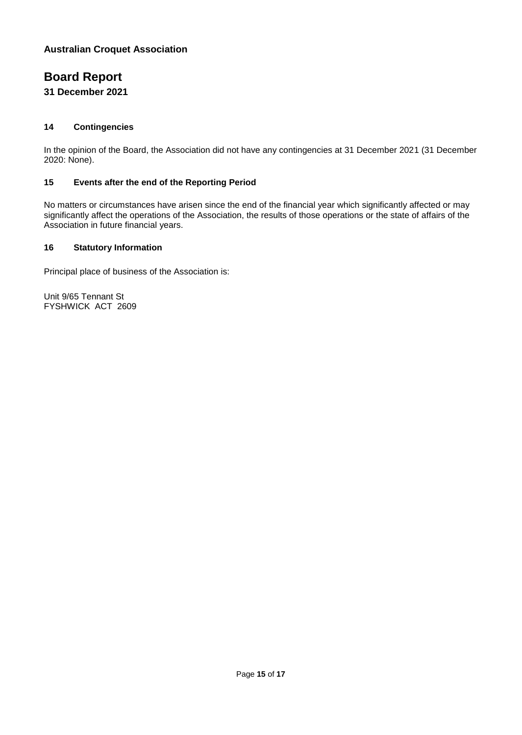**Australian Croquet Association**

# Board Report

**31 December 2021**

### 14 Contingencies

In the opinion of the Board, the Association did not have any contingencies at 31 December 2021 (31 December 2020: None).

### 15 Events after the end of the Reporting Period

No matters or circumstances have arisen since the end of the financial year which significantly affected or may significantly affect the operations of the Association, the results of those operations or the state of affairs of the Association in future financial years.

### 16 Statutory Information

Principal place of business of the Association is:

Unit 9/65 Tennant St
FYSHWICK ACT 2609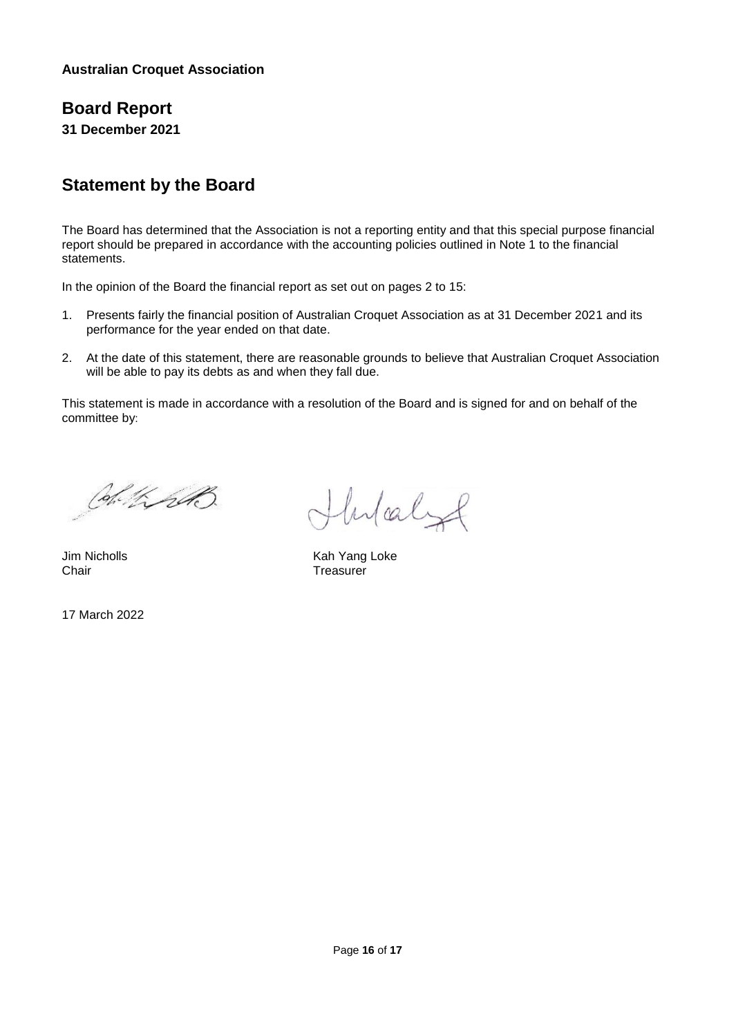**Australian Croquet Association**

# Board Report

**31 December 2021**

## Statement by the Board

The Board has determined that the Association is not a reporting entity and that this special purpose financial report should be prepared in accordance with the accounting policies outlined in Note 1 to the financial statements.

In the opinion of the Board the financial report as set out on pages 2 to 15:

1. Presents fairly the financial position of Australian Croquet Association as at 31 December 2021 and its performance for the year ended on that date.
2. At the date of this statement, there are reasonable grounds to believe that Australian Croquet Association will be able to pay its debts as and when they fall due.

This statement is made in accordance with a resolution of the Board and is signed for and on behalf of the committee by:

| | |
|---|---|
| Jim Nicholls | Kah Yang Loke |
| Chair | Treasurer |

17 March 2022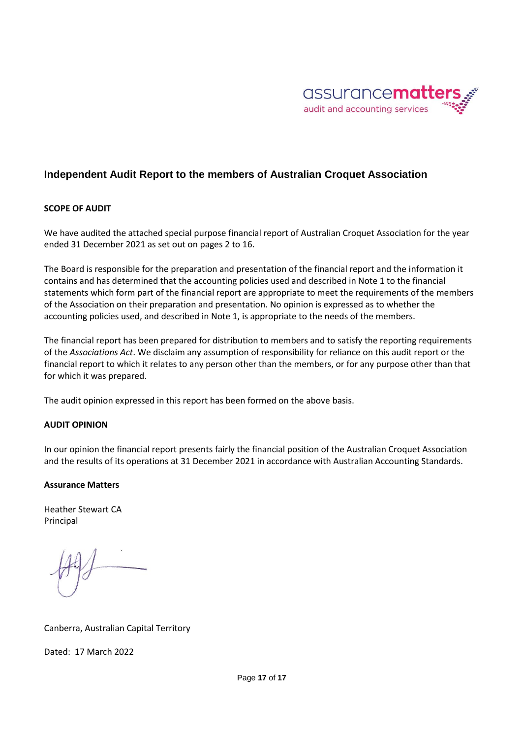assurancematters
audit and accounting services

## Independent Audit Report to the members of Australian Croquet Association

**SCOPE OF AUDIT**

We have audited the attached special purpose financial report of Australian Croquet Association for the year ended 31 December 2021 as set out on pages 2 to 16.

The Board is responsible for the preparation and presentation of the financial report and the information it contains and has determined that the accounting policies used and described in Note 1 to the financial statements which form part of the financial report are appropriate to meet the requirements of the members of the Association on their preparation and presentation. No opinion is expressed as to whether the accounting policies used, and described in Note 1, is appropriate to the needs of the members.

The financial report has been prepared for distribution to members and to satisfy the reporting requirements of the *Associations Act*. We disclaim any assumption of responsibility for reliance on this audit report or the financial report to which it relates to any person other than the members, or for any purpose other than that for which it was prepared.

The audit opinion expressed in this report has been formed on the above basis.

**AUDIT OPINION**

In our opinion the financial report presents fairly the financial position of the Australian Croquet Association and the results of its operations at 31 December 2021 in accordance with Australian Accounting Standards.

**Assurance Matters**

Heather Stewart CA
Principal

Canberra, Australian Capital Territory

Dated: 17 March 2022